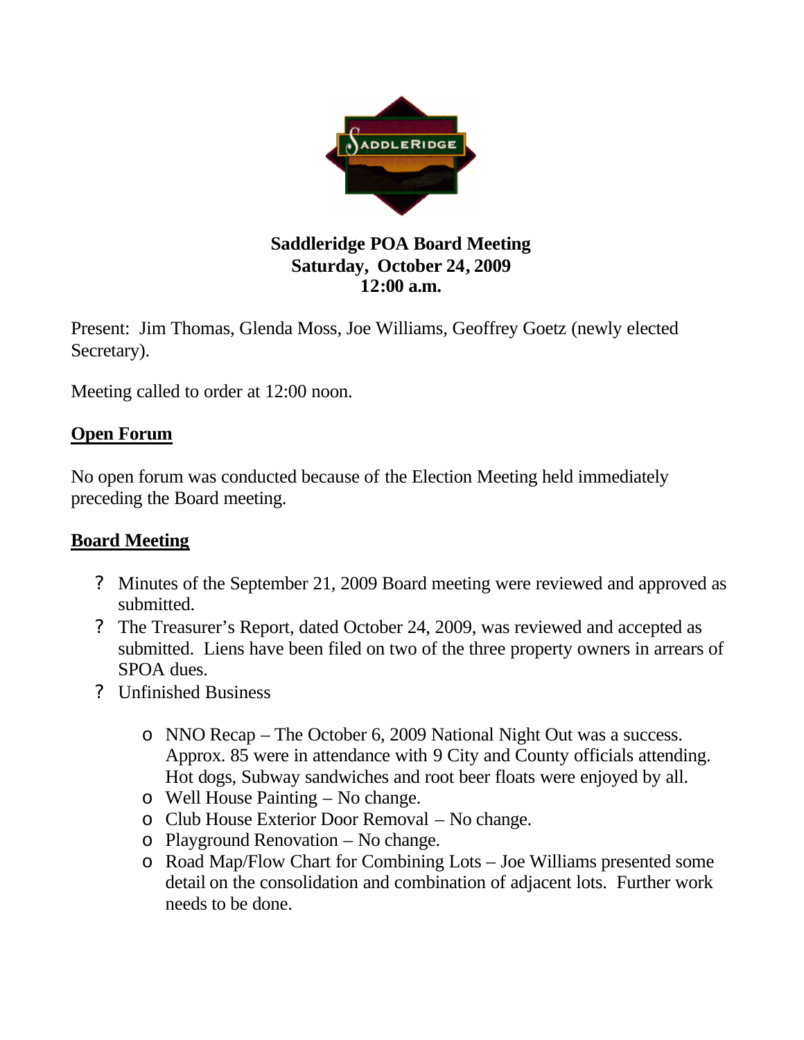**Saddleridge POA Board Meeting**
**Saturday, October 24, 2009**
**12:00 a.m.**

Present: Jim Thomas, Glenda Moss, Joe Williams, Geoffrey Goetz (newly elected Secretary).

Meeting called to order at 12:00 noon.

## Open Forum

No open forum was conducted because of the Election Meeting held immediately preceding the Board meeting.

## Board Meeting

- Minutes of the September 21, 2009 Board meeting were reviewed and approved as submitted.
- The Treasurer's Report, dated October 24, 2009, was reviewed and accepted as submitted. Liens have been filed on two of the three property owners in arrears of SPOA dues.
- Unfinished Business
  - NNO Recap – The October 6, 2009 National Night Out was a success. Approx. 85 were in attendance with 9 City and County officials attending. Hot dogs, Subway sandwiches and root beer floats were enjoyed by all.
  - Well House Painting – No change.
  - Club House Exterior Door Removal – No change.
  - Playground Renovation – No change.
  - Road Map/Flow Chart for Combining Lots – Joe Williams presented some detail on the consolidation and combination of adjacent lots. Further work needs to be done.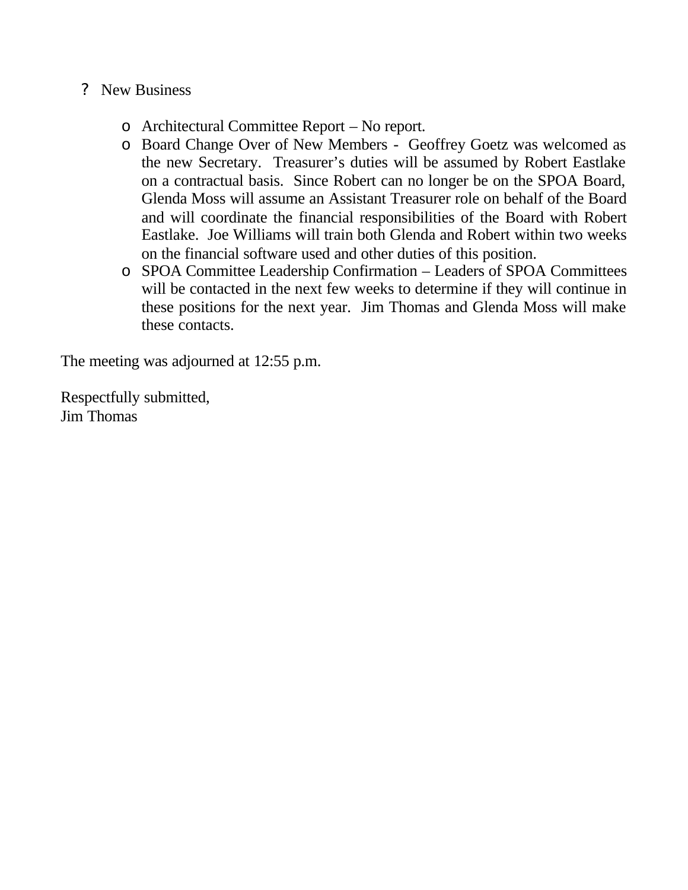- New Business

  - Architectural Committee Report – No report.
  - Board Change Over of New Members - Geoffrey Goetz was welcomed as the new Secretary. Treasurer's duties will be assumed by Robert Eastlake on a contractual basis. Since Robert can no longer be on the SPOA Board, Glenda Moss will assume an Assistant Treasurer role on behalf of the Board and will coordinate the financial responsibilities of the Board with Robert Eastlake. Joe Williams will train both Glenda and Robert within two weeks on the financial software used and other duties of this position.
  - SPOA Committee Leadership Confirmation – Leaders of SPOA Committees will be contacted in the next few weeks to determine if they will continue in these positions for the next year. Jim Thomas and Glenda Moss will make these contacts.

The meeting was adjourned at 12:55 p.m.

Respectfully submitted,
Jim Thomas